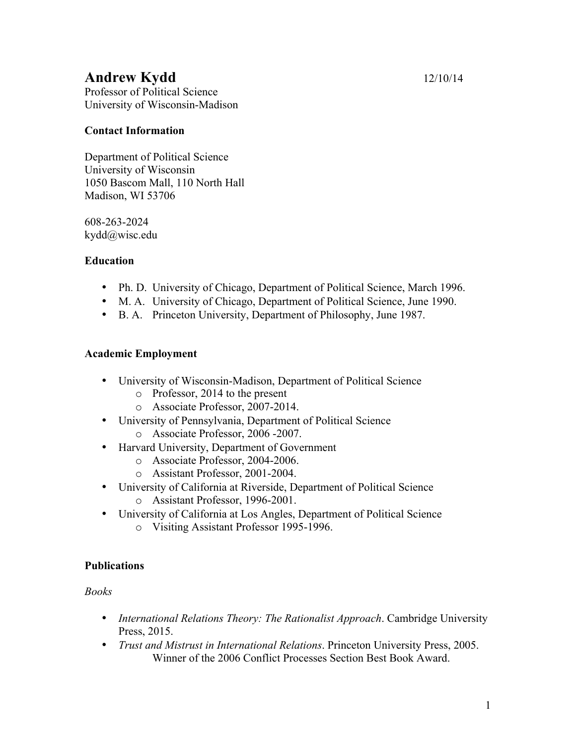# Andrew Kydd

12/10/14

Professor of Political Science
University of Wisconsin-Madison

**Contact Information**

Department of Political Science
University of Wisconsin
1050 Bascom Mall, 110 North Hall
Madison, WI 53706

608-263-2024
kydd@wisc.edu

**Education**

- Ph. D. University of Chicago, Department of Political Science, March 1996.
- M. A. University of Chicago, Department of Political Science, June 1990.
- B. A. Princeton University, Department of Philosophy, June 1987.

**Academic Employment**

- University of Wisconsin-Madison, Department of Political Science
  - Professor, 2014 to the present
  - Associate Professor, 2007-2014.
- University of Pennsylvania, Department of Political Science
  - Associate Professor, 2006 -2007.
- Harvard University, Department of Government
  - Associate Professor, 2004-2006.
  - Assistant Professor, 2001-2004.
- University of California at Riverside, Department of Political Science
  - Assistant Professor, 1996-2001.
- University of California at Los Angles, Department of Political Science
  - Visiting Assistant Professor 1995-1996.

**Publications**

*Books*

- *International Relations Theory: The Rationalist Approach*. Cambridge University Press, 2015.
- *Trust and Mistrust in International Relations*. Princeton University Press, 2005.
  Winner of the 2006 Conflict Processes Section Best Book Award.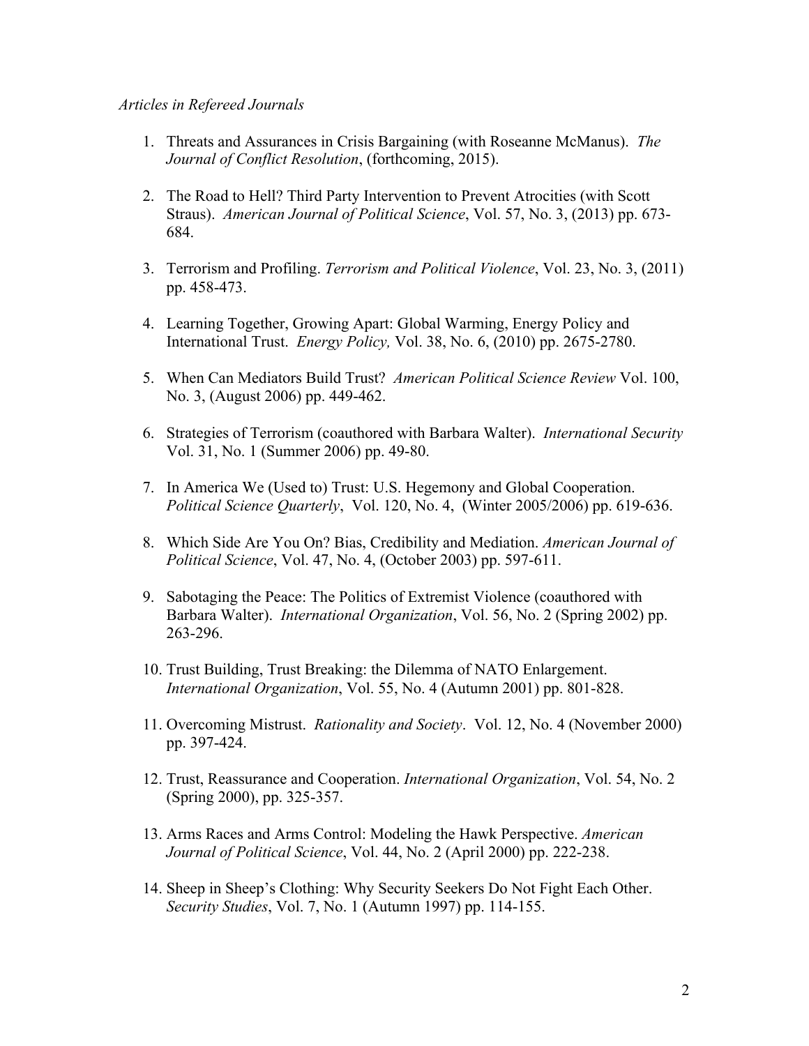*Articles in Refereed Journals*

1. Threats and Assurances in Crisis Bargaining (with Roseanne McManus). *The Journal of Conflict Resolution*, (forthcoming, 2015).

2. The Road to Hell? Third Party Intervention to Prevent Atrocities (with Scott Straus). *American Journal of Political Science*, Vol. 57, No. 3, (2013) pp. 673-684.

3. Terrorism and Profiling. *Terrorism and Political Violence*, Vol. 23, No. 3, (2011) pp. 458-473.

4. Learning Together, Growing Apart: Global Warming, Energy Policy and International Trust. *Energy Policy,* Vol. 38, No. 6, (2010) pp. 2675-2780.

5. When Can Mediators Build Trust? *American Political Science Review* Vol. 100, No. 3, (August 2006) pp. 449-462.

6. Strategies of Terrorism (coauthored with Barbara Walter). *International Security* Vol. 31, No. 1 (Summer 2006) pp. 49-80.

7. In America We (Used to) Trust: U.S. Hegemony and Global Cooperation. *Political Science Quarterly*, Vol. 120, No. 4, (Winter 2005/2006) pp. 619-636.

8. Which Side Are You On? Bias, Credibility and Mediation. *American Journal of Political Science*, Vol. 47, No. 4, (October 2003) pp. 597-611.

9. Sabotaging the Peace: The Politics of Extremist Violence (coauthored with Barbara Walter). *International Organization*, Vol. 56, No. 2 (Spring 2002) pp. 263-296.

10. Trust Building, Trust Breaking: the Dilemma of NATO Enlargement. *International Organization*, Vol. 55, No. 4 (Autumn 2001) pp. 801-828.

11. Overcoming Mistrust. *Rationality and Society*. Vol. 12, No. 4 (November 2000) pp. 397-424.

12. Trust, Reassurance and Cooperation. *International Organization*, Vol. 54, No. 2 (Spring 2000), pp. 325-357.

13. Arms Races and Arms Control: Modeling the Hawk Perspective. *American Journal of Political Science*, Vol. 44, No. 2 (April 2000) pp. 222-238.

14. Sheep in Sheep's Clothing: Why Security Seekers Do Not Fight Each Other. *Security Studies*, Vol. 7, No. 1 (Autumn 1997) pp. 114-155.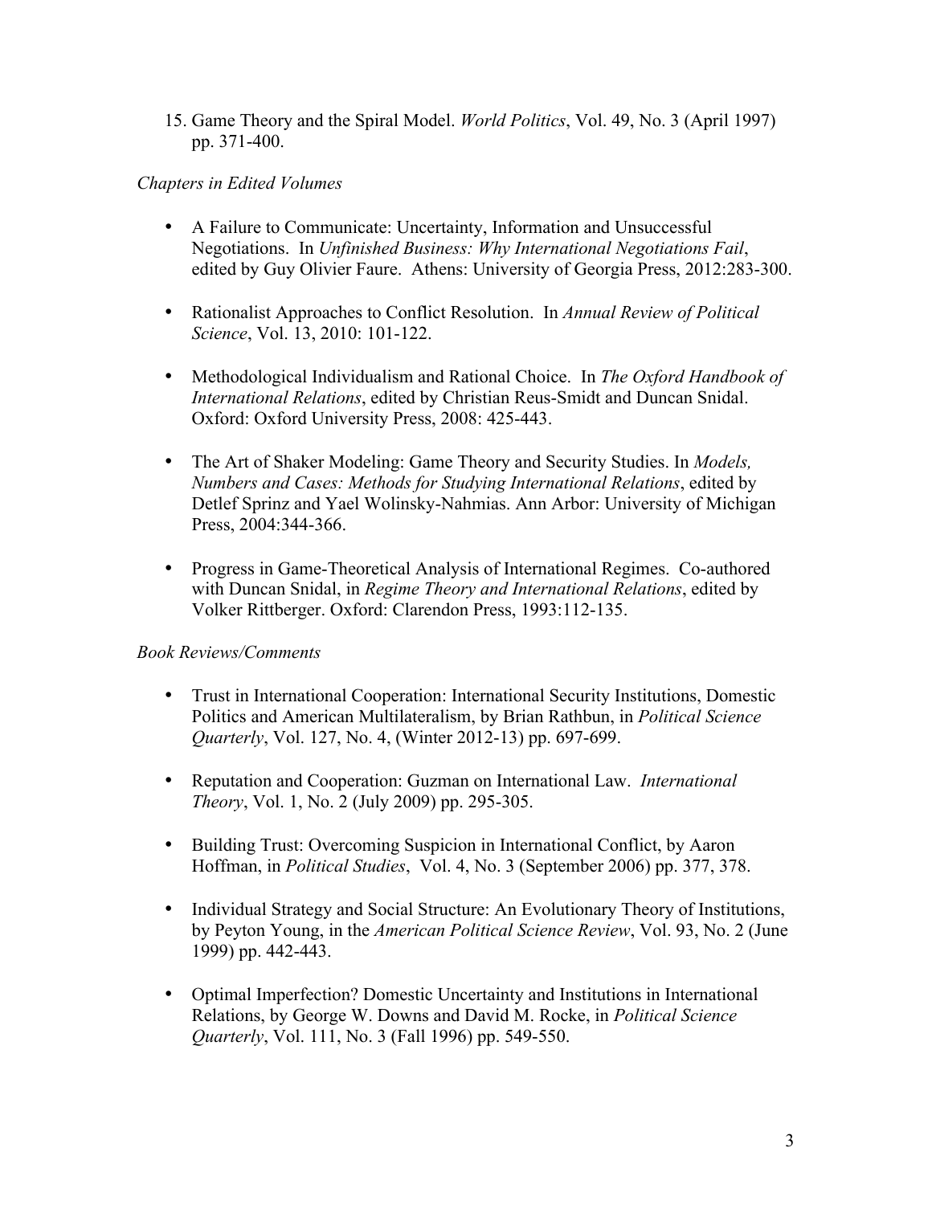15. Game Theory and the Spiral Model. *World Politics*, Vol. 49, No. 3 (April 1997) pp. 371-400.

*Chapters in Edited Volumes*

- A Failure to Communicate: Uncertainty, Information and Unsuccessful Negotiations. In *Unfinished Business: Why International Negotiations Fail*, edited by Guy Olivier Faure. Athens: University of Georgia Press, 2012:283-300.

- Rationalist Approaches to Conflict Resolution. In *Annual Review of Political Science*, Vol. 13, 2010: 101-122.

- Methodological Individualism and Rational Choice. In *The Oxford Handbook of International Relations*, edited by Christian Reus-Smidt and Duncan Snidal. Oxford: Oxford University Press, 2008: 425-443.

- The Art of Shaker Modeling: Game Theory and Security Studies. In *Models, Numbers and Cases: Methods for Studying International Relations*, edited by Detlef Sprinz and Yael Wolinsky-Nahmias. Ann Arbor: University of Michigan Press, 2004:344-366.

- Progress in Game-Theoretical Analysis of International Regimes. Co-authored with Duncan Snidal, in *Regime Theory and International Relations*, edited by Volker Rittberger. Oxford: Clarendon Press, 1993:112-135.

*Book Reviews/Comments*

- Trust in International Cooperation: International Security Institutions, Domestic Politics and American Multilateralism, by Brian Rathbun, in *Political Science Quarterly*, Vol. 127, No. 4, (Winter 2012-13) pp. 697-699.

- Reputation and Cooperation: Guzman on International Law. *International Theory*, Vol. 1, No. 2 (July 2009) pp. 295-305.

- Building Trust: Overcoming Suspicion in International Conflict, by Aaron Hoffman, in *Political Studies*, Vol. 4, No. 3 (September 2006) pp. 377, 378.

- Individual Strategy and Social Structure: An Evolutionary Theory of Institutions, by Peyton Young, in the *American Political Science Review*, Vol. 93, No. 2 (June 1999) pp. 442-443.

- Optimal Imperfection? Domestic Uncertainty and Institutions in International Relations, by George W. Downs and David M. Rocke, in *Political Science Quarterly*, Vol. 111, No. 3 (Fall 1996) pp. 549-550.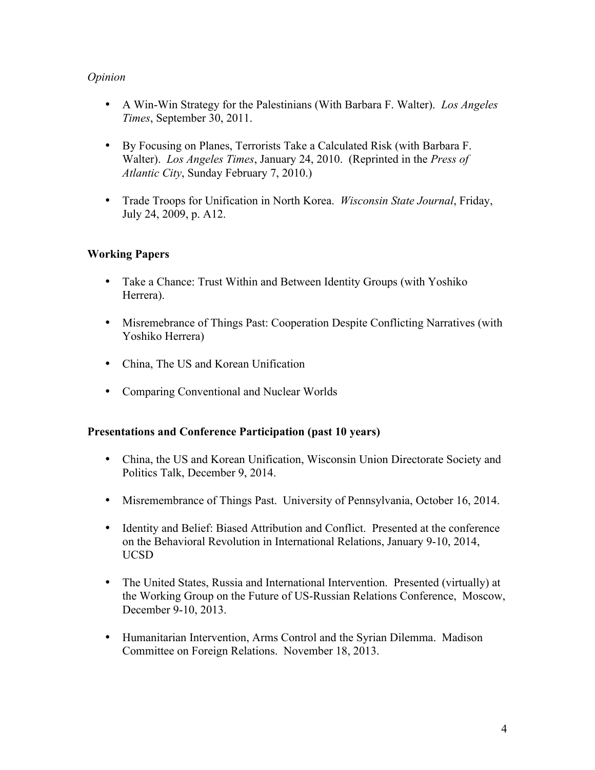*Opinion*

- A Win-Win Strategy for the Palestinians (With Barbara F. Walter). *Los Angeles Times*, September 30, 2011.
- By Focusing on Planes, Terrorists Take a Calculated Risk (with Barbara F. Walter). *Los Angeles Times*, January 24, 2010. (Reprinted in the *Press of Atlantic City*, Sunday February 7, 2010.)
- Trade Troops for Unification in North Korea. *Wisconsin State Journal*, Friday, July 24, 2009, p. A12.

**Working Papers**

- Take a Chance: Trust Within and Between Identity Groups (with Yoshiko Herrera).
- Misremebrance of Things Past: Cooperation Despite Conflicting Narratives (with Yoshiko Herrera)
- China, The US and Korean Unification
- Comparing Conventional and Nuclear Worlds

**Presentations and Conference Participation (past 10 years)**

- China, the US and Korean Unification, Wisconsin Union Directorate Society and Politics Talk, December 9, 2014.
- Misremembrance of Things Past. University of Pennsylvania, October 16, 2014.
- Identity and Belief: Biased Attribution and Conflict. Presented at the conference on the Behavioral Revolution in International Relations, January 9-10, 2014, UCSD
- The United States, Russia and International Intervention. Presented (virtually) at the Working Group on the Future of US-Russian Relations Conference, Moscow, December 9-10, 2013.
- Humanitarian Intervention, Arms Control and the Syrian Dilemma. Madison Committee on Foreign Relations. November 18, 2013.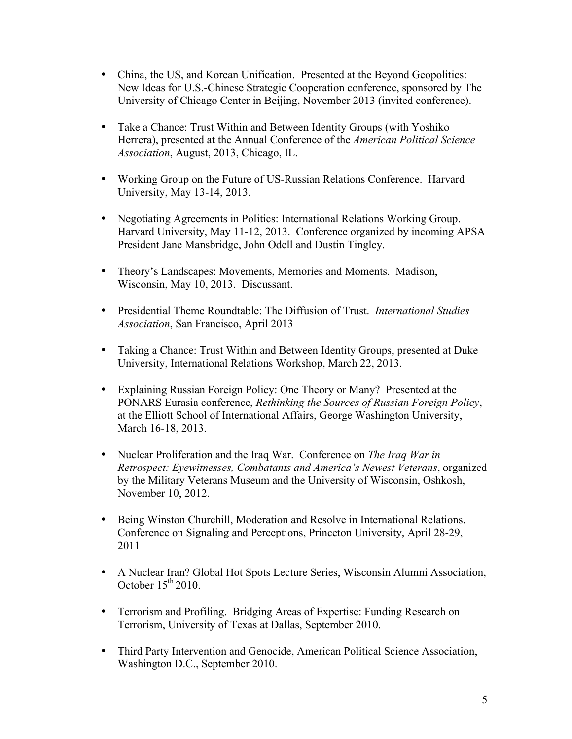- China, the US, and Korean Unification. Presented at the Beyond Geopolitics: New Ideas for U.S.-Chinese Strategic Cooperation conference, sponsored by The University of Chicago Center in Beijing, November 2013 (invited conference).

- Take a Chance: Trust Within and Between Identity Groups (with Yoshiko Herrera), presented at the Annual Conference of the *American Political Science Association*, August, 2013, Chicago, IL.

- Working Group on the Future of US-Russian Relations Conference. Harvard University, May 13-14, 2013.

- Negotiating Agreements in Politics: International Relations Working Group. Harvard University, May 11-12, 2013. Conference organized by incoming APSA President Jane Mansbridge, John Odell and Dustin Tingley.

- Theory's Landscapes: Movements, Memories and Moments. Madison, Wisconsin, May 10, 2013. Discussant.

- Presidential Theme Roundtable: The Diffusion of Trust. *International Studies Association*, San Francisco, April 2013

- Taking a Chance: Trust Within and Between Identity Groups, presented at Duke University, International Relations Workshop, March 22, 2013.

- Explaining Russian Foreign Policy: One Theory or Many? Presented at the PONARS Eurasia conference, *Rethinking the Sources of Russian Foreign Policy*, at the Elliott School of International Affairs, George Washington University, March 16-18, 2013.

- Nuclear Proliferation and the Iraq War. Conference on *The Iraq War in Retrospect: Eyewitnesses, Combatants and America's Newest Veterans*, organized by the Military Veterans Museum and the University of Wisconsin, Oshkosh, November 10, 2012.

- Being Winston Churchill, Moderation and Resolve in International Relations. Conference on Signaling and Perceptions, Princeton University, April 28-29, 2011

- A Nuclear Iran? Global Hot Spots Lecture Series, Wisconsin Alumni Association, October 15th 2010.

- Terrorism and Profiling. Bridging Areas of Expertise: Funding Research on Terrorism, University of Texas at Dallas, September 2010.

- Third Party Intervention and Genocide, American Political Science Association, Washington D.C., September 2010.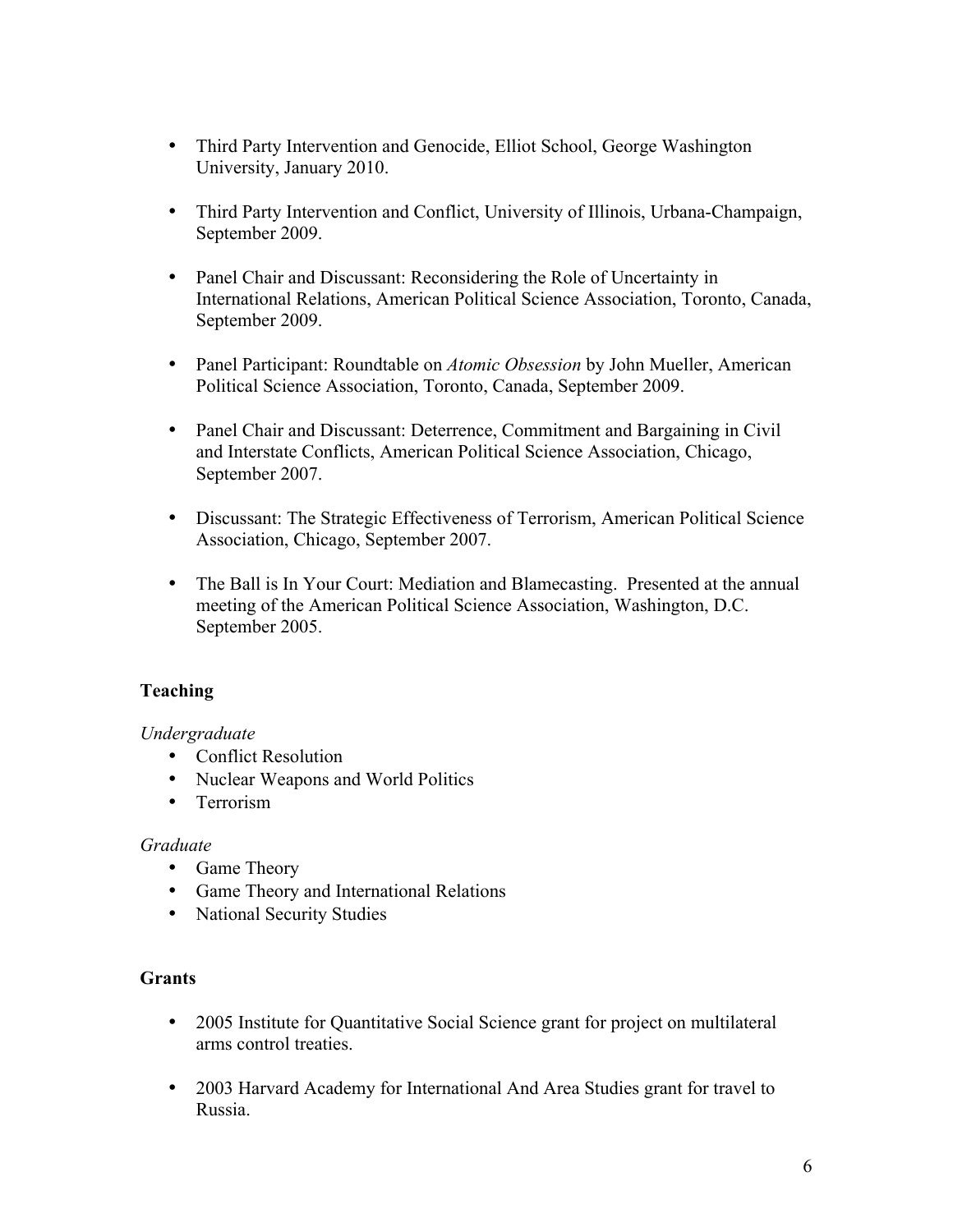- Third Party Intervention and Genocide, Elliot School, George Washington University, January 2010.

- Third Party Intervention and Conflict, University of Illinois, Urbana-Champaign, September 2009.

- Panel Chair and Discussant: Reconsidering the Role of Uncertainty in International Relations, American Political Science Association, Toronto, Canada, September 2009.

- Panel Participant: Roundtable on *Atomic Obsession* by John Mueller, American Political Science Association, Toronto, Canada, September 2009.

- Panel Chair and Discussant: Deterrence, Commitment and Bargaining in Civil and Interstate Conflicts, American Political Science Association, Chicago, September 2007.

- Discussant: The Strategic Effectiveness of Terrorism, American Political Science Association, Chicago, September 2007.

- The Ball is In Your Court: Mediation and Blamecasting. Presented at the annual meeting of the American Political Science Association, Washington, D.C. September 2005.

## Teaching

*Undergraduate*

- Conflict Resolution
- Nuclear Weapons and World Politics
- Terrorism

*Graduate*

- Game Theory
- Game Theory and International Relations
- National Security Studies

## Grants

- 2005 Institute for Quantitative Social Science grant for project on multilateral arms control treaties.

- 2003 Harvard Academy for International And Area Studies grant for travel to Russia.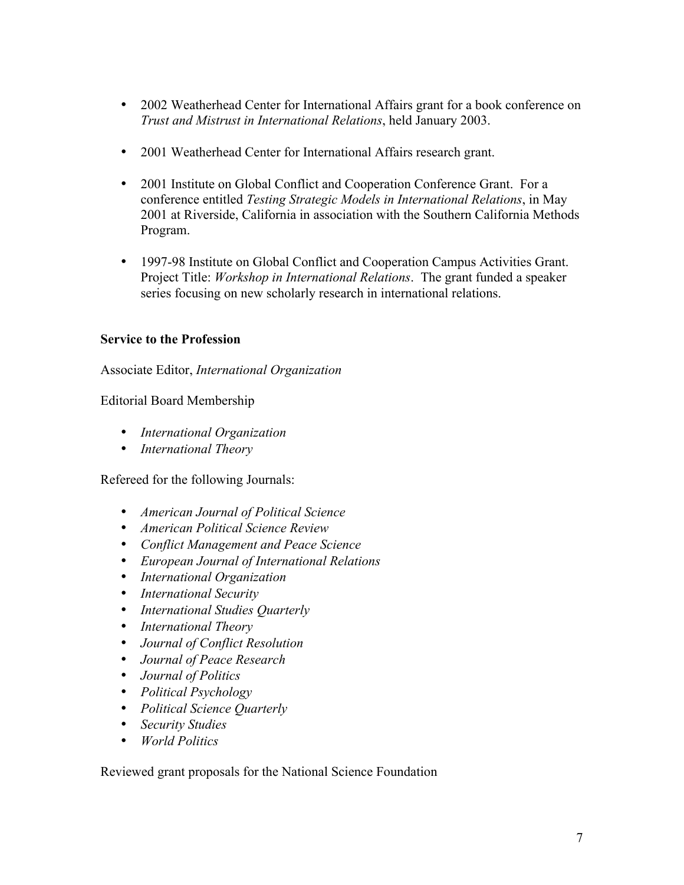- 2002 Weatherhead Center for International Affairs grant for a book conference on *Trust and Mistrust in International Relations*, held January 2003.

- 2001 Weatherhead Center for International Affairs research grant.

- 2001 Institute on Global Conflict and Cooperation Conference Grant. For a conference entitled *Testing Strategic Models in International Relations*, in May 2001 at Riverside, California in association with the Southern California Methods Program.

- 1997-98 Institute on Global Conflict and Cooperation Campus Activities Grant. Project Title: *Workshop in International Relations*. The grant funded a speaker series focusing on new scholarly research in international relations.

**Service to the Profession**

Associate Editor, *International Organization*

Editorial Board Membership

- *International Organization*
- *International Theory*

Refereed for the following Journals:

- *American Journal of Political Science*
- *American Political Science Review*
- *Conflict Management and Peace Science*
- *European Journal of International Relations*
- *International Organization*
- *International Security*
- *International Studies Quarterly*
- *International Theory*
- *Journal of Conflict Resolution*
- *Journal of Peace Research*
- *Journal of Politics*
- *Political Psychology*
- *Political Science Quarterly*
- *Security Studies*
- *World Politics*

Reviewed grant proposals for the National Science Foundation